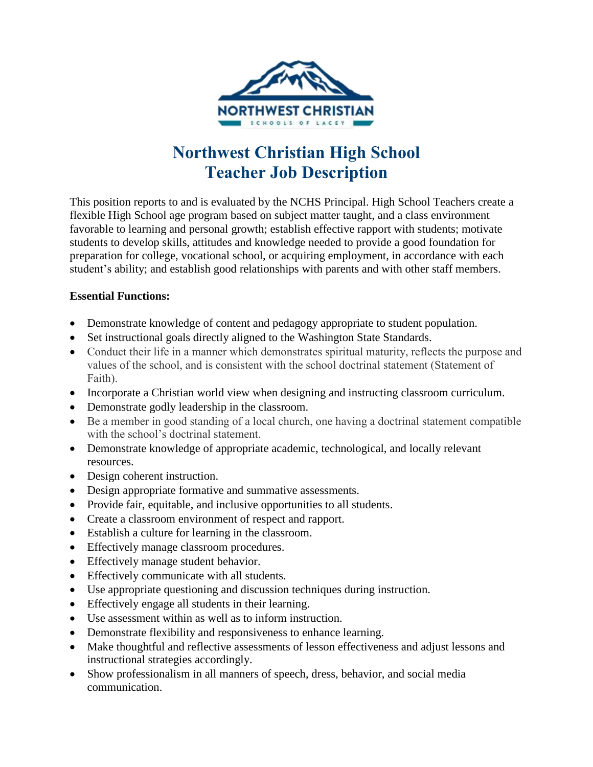# Northwest Christian High School
# Teacher Job Description

This position reports to and is evaluated by the NCHS Principal. High School Teachers create a flexible High School age program based on subject matter taught, and a class environment favorable to learning and personal growth; establish effective rapport with students; motivate students to develop skills, attitudes and knowledge needed to provide a good foundation for preparation for college, vocational school, or acquiring employment, in accordance with each student's ability; and establish good relationships with parents and with other staff members.

**Essential Functions:**

- Demonstrate knowledge of content and pedagogy appropriate to student population.
- Set instructional goals directly aligned to the Washington State Standards.
- Conduct their life in a manner which demonstrates spiritual maturity, reflects the purpose and values of the school, and is consistent with the school doctrinal statement (Statement of Faith).
- Incorporate a Christian world view when designing and instructing classroom curriculum.
- Demonstrate godly leadership in the classroom.
- Be a member in good standing of a local church, one having a doctrinal statement compatible with the school's doctrinal statement.
- Demonstrate knowledge of appropriate academic, technological, and locally relevant resources.
- Design coherent instruction.
- Design appropriate formative and summative assessments.
- Provide fair, equitable, and inclusive opportunities to all students.
- Create a classroom environment of respect and rapport.
- Establish a culture for learning in the classroom.
- Effectively manage classroom procedures.
- Effectively manage student behavior.
- Effectively communicate with all students.
- Use appropriate questioning and discussion techniques during instruction.
- Effectively engage all students in their learning.
- Use assessment within as well as to inform instruction.
- Demonstrate flexibility and responsiveness to enhance learning.
- Make thoughtful and reflective assessments of lesson effectiveness and adjust lessons and instructional strategies accordingly.
- Show professionalism in all manners of speech, dress, behavior, and social media communication.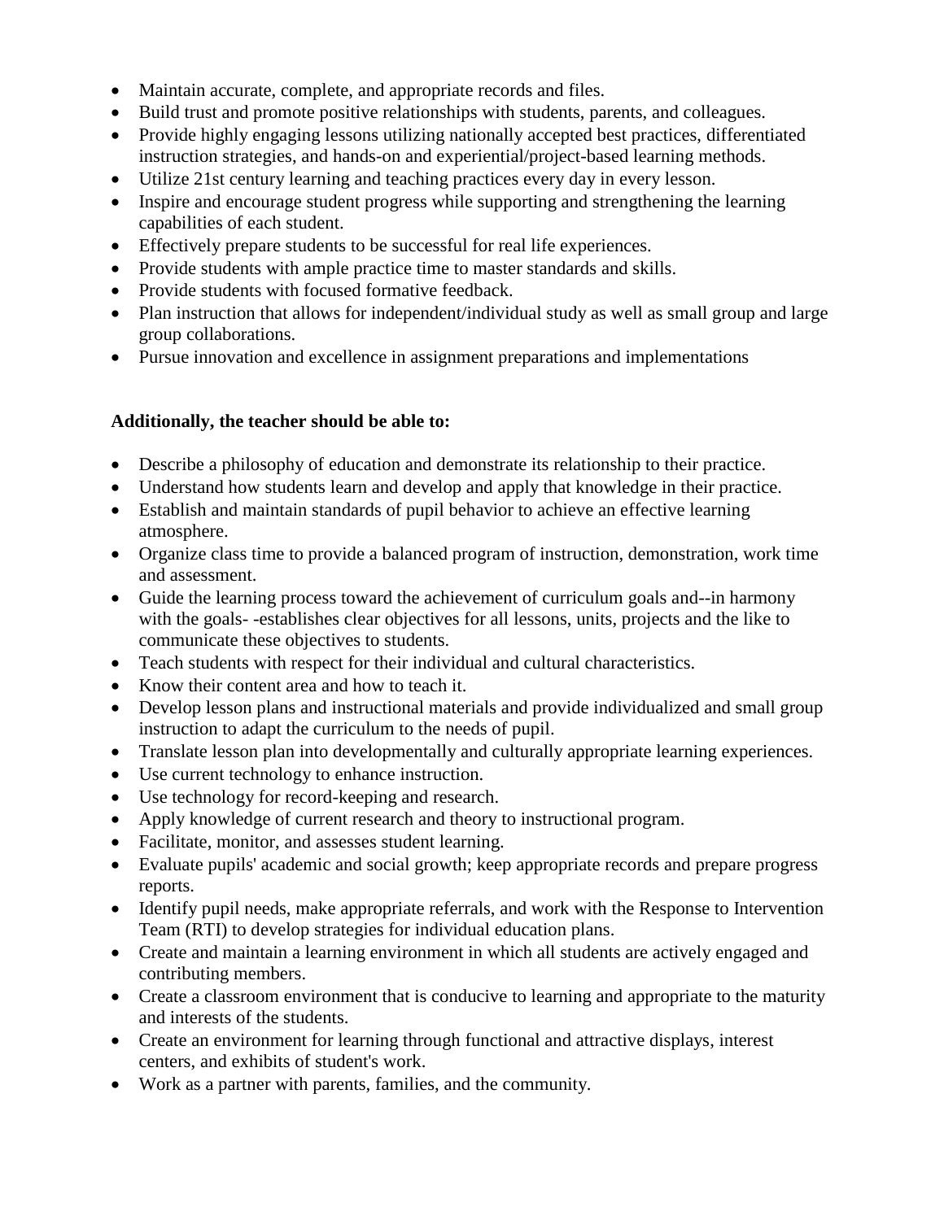- Maintain accurate, complete, and appropriate records and files.
- Build trust and promote positive relationships with students, parents, and colleagues.
- Provide highly engaging lessons utilizing nationally accepted best practices, differentiated instruction strategies, and hands-on and experiential/project-based learning methods.
- Utilize 21st century learning and teaching practices every day in every lesson.
- Inspire and encourage student progress while supporting and strengthening the learning capabilities of each student.
- Effectively prepare students to be successful for real life experiences.
- Provide students with ample practice time to master standards and skills.
- Provide students with focused formative feedback.
- Plan instruction that allows for independent/individual study as well as small group and large group collaborations.
- Pursue innovation and excellence in assignment preparations and implementations

**Additionally, the teacher should be able to:**

- Describe a philosophy of education and demonstrate its relationship to their practice.
- Understand how students learn and develop and apply that knowledge in their practice.
- Establish and maintain standards of pupil behavior to achieve an effective learning atmosphere.
- Organize class time to provide a balanced program of instruction, demonstration, work time and assessment.
- Guide the learning process toward the achievement of curriculum goals and--in harmony with the goals- -establishes clear objectives for all lessons, units, projects and the like to communicate these objectives to students.
- Teach students with respect for their individual and cultural characteristics.
- Know their content area and how to teach it.
- Develop lesson plans and instructional materials and provide individualized and small group instruction to adapt the curriculum to the needs of pupil.
- Translate lesson plan into developmentally and culturally appropriate learning experiences.
- Use current technology to enhance instruction.
- Use technology for record-keeping and research.
- Apply knowledge of current research and theory to instructional program.
- Facilitate, monitor, and assesses student learning.
- Evaluate pupils' academic and social growth; keep appropriate records and prepare progress reports.
- Identify pupil needs, make appropriate referrals, and work with the Response to Intervention Team (RTI) to develop strategies for individual education plans.
- Create and maintain a learning environment in which all students are actively engaged and contributing members.
- Create a classroom environment that is conducive to learning and appropriate to the maturity and interests of the students.
- Create an environment for learning through functional and attractive displays, interest centers, and exhibits of student's work.
- Work as a partner with parents, families, and the community.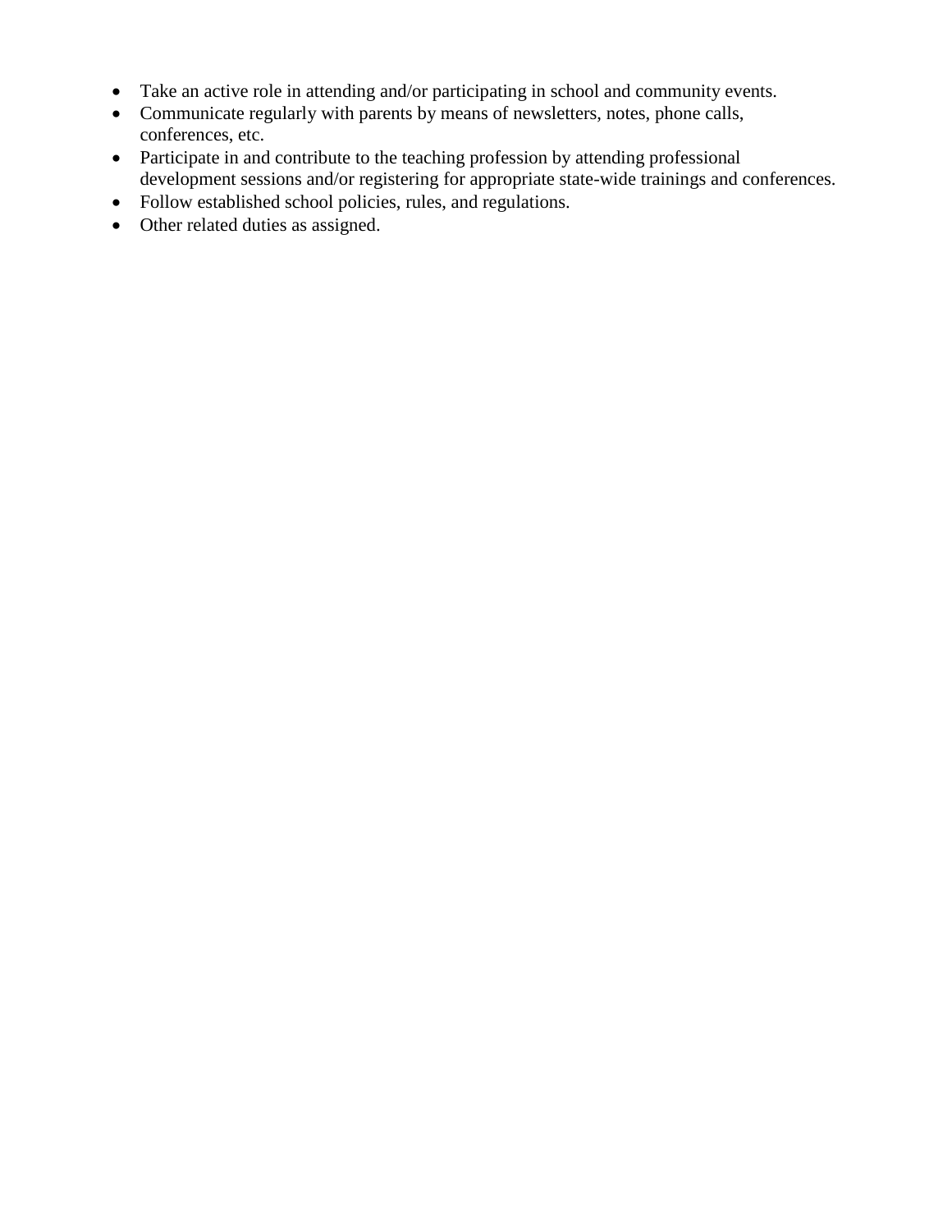- Take an active role in attending and/or participating in school and community events.
- Communicate regularly with parents by means of newsletters, notes, phone calls, conferences, etc.
- Participate in and contribute to the teaching profession by attending professional development sessions and/or registering for appropriate state-wide trainings and conferences.
- Follow established school policies, rules, and regulations.
- Other related duties as assigned.